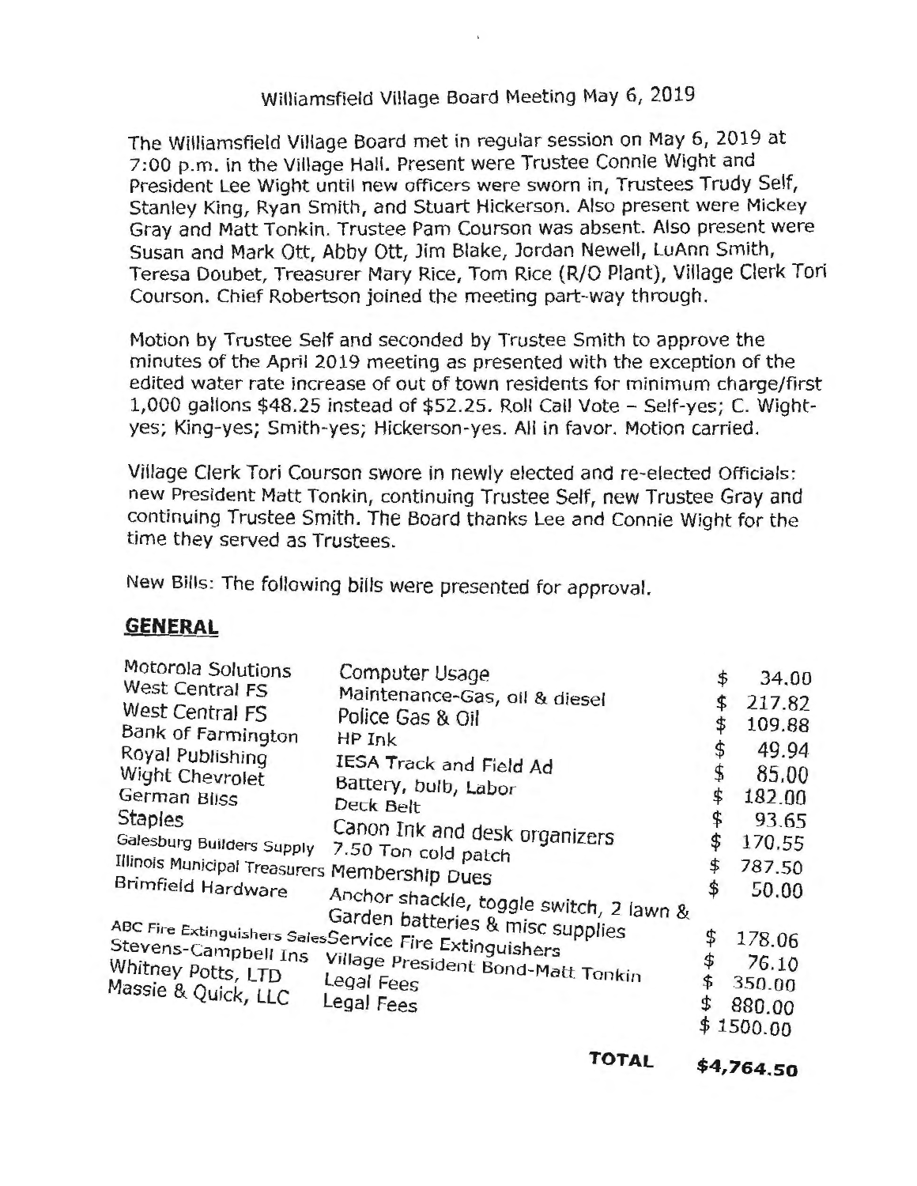# Williamsfield Village Board Meeting May 6, 2019

The Williamsfield Village Board met in regular session on May 6, 2019 at 7:00 p.m. in the Village Hall. Present were Trustee Connie Wight and President Lee Wight until new officers were sworn in, Trustees Trudy Self, Stanley King, Ryan Smith, and Stuart Hickerson. Also present were Mickey Gray and Matt Tonkin. Trustee Pam Courson was absent. Also present were Susan and Mark Ott, Abby Ott, Jim Blake, Jordan Newell, LuAnn Smith, Teresa Doubet, Treasurer Mary Rice, Tom Rice (R/O Plant), Village Clerk Tori Courson. Chief Robertson joined the meeting part-way through.

Motion by Trustee Self and seconded by Trustee Smith to approve the minutes of the April 2019 meeting as presented with the exception of the edited water rate increase of out of town residents for minimum charge/first 1,000 gallons $48.25 instead of $52.25. Roll Call Vote – Self-yes; C. Wight-yes; King-yes; Smith-yes; Hickerson-yes. All in favor. Motion carried.

Village Clerk Tori Courson swore in newly elected and re-elected Officials: new President Matt Tonkin, continuing Trustee Self, new Trustee Gray and continuing Trustee Smith. The Board thanks Lee and Connie Wight for the time they served as Trustees.

New Bills: The following bills were presented for approval.

## GENERAL

| Vendor | Description | Amount |
|---|---|---|
| Motorola Solutions | Computer Usage | $ 34.00 |
| West Central FS | Maintenance-Gas, oil & diesel | $ 217.82 |
| West Central FS | Police Gas & Oil | $ 109.88 |
| Bank of Farmington | HP Ink | $ 49.94 |
| Royal Publishing | IESA Track and Field Ad | $ 85.00 |
| Wight Chevrolet | Battery, bulb, Labor | $ 182.00 |
| German Bliss | Deck Belt | $ 93.65 |
| Staples | Canon Ink and desk organizers | $ 170.55 |
| Galesburg Builders Supply | 7.50 Ton cold patch | $ 787.50 |
| Illinois Municipal Treasurers | Membership Dues | $ 50.00 |
| Brimfield Hardware | Anchor shackle, toggle switch, 2 lawn & Garden batteries & misc supplies | $ 178.06 |
| ABC Fire Extinguishers Sales | Service Fire Extinguishers | $ 76.10 |
| Stevens-Campbell Ins | Village President Bond-Matt Tonkin | $ 350.00 |
| Whitney Potts, LTD | Legal Fees | $ 880.00 |
| Massie & Quick, LLC | Legal Fees | $ 1500.00 |
| | **TOTAL** | **$4,764.50** |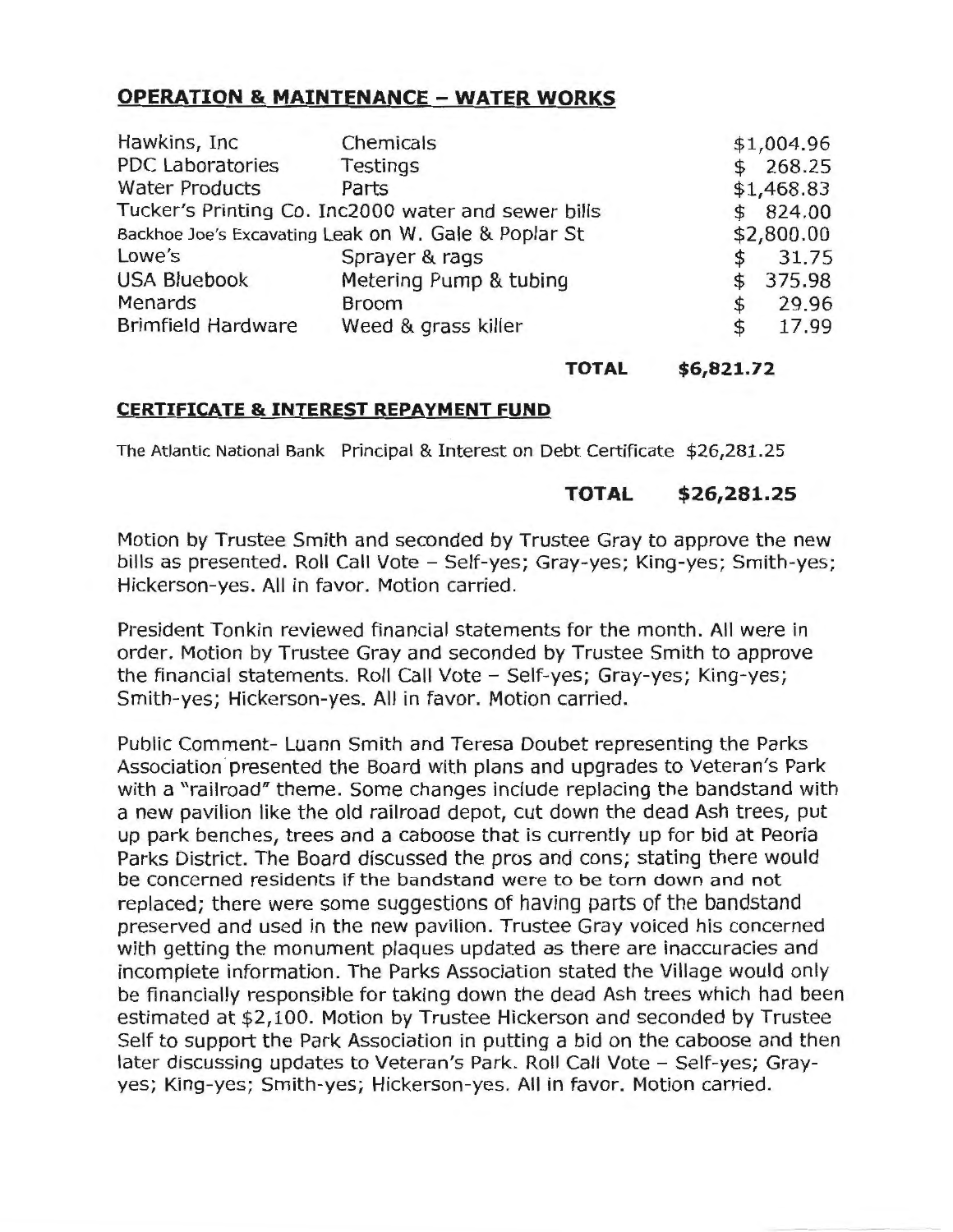## OPERATION & MAINTENANCE – WATER WORKS

| | | |
|---|---|---|
| Hawkins, Inc | Chemicals | $1,004.96 |
| PDC Laboratories | Testings | $ 268.25 |
| Water Products | Parts | $1,468.83 |
| Tucker's Printing Co. Inc | 2000 water and sewer bills | $ 824.00 |
| Backhoe Joe's Excavating | Leak on W. Gale & Poplar St | $2,800.00 |
| Lowe's | Sprayer & rags | $ 31.75 |
| USA Bluebook | Metering Pump & tubing | $ 375.98 |
| Menards | Broom | $ 29.96 |
| Brimfield Hardware | Weed & grass killer | $ 17.99 |

**TOTAL $6,821.72**

## CERTIFICATE & INTEREST REPAYMENT FUND

| | | |
|---|---|---|
| The Atlantic National Bank | Principal & Interest on Debt Certificate | $26,281.25 |

**TOTAL $26,281.25**

Motion by Trustee Smith and seconded by Trustee Gray to approve the new bills as presented. Roll Call Vote – Self-yes; Gray-yes; King-yes; Smith-yes; Hickerson-yes. All in favor. Motion carried.

President Tonkin reviewed financial statements for the month. All were in order. Motion by Trustee Gray and seconded by Trustee Smith to approve the financial statements. Roll Call Vote – Self-yes; Gray-yes; King-yes; Smith-yes; Hickerson-yes. All in favor. Motion carried.

Public Comment- Luann Smith and Teresa Doubet representing the Parks Association presented the Board with plans and upgrades to Veteran's Park with a "railroad" theme. Some changes include replacing the bandstand with a new pavilion like the old railroad depot, cut down the dead Ash trees, put up park benches, trees and a caboose that is currently up for bid at Peoria Parks District. The Board discussed the pros and cons; stating there would be concerned residents if the bandstand were to be torn down and not replaced; there were some suggestions of having parts of the bandstand preserved and used in the new pavilion. Trustee Gray voiced his concerned with getting the monument plaques updated as there are inaccuracies and incomplete information. The Parks Association stated the Village would only be financially responsible for taking down the dead Ash trees which had been estimated at $2,100. Motion by Trustee Hickerson and seconded by Trustee Self to support the Park Association in putting a bid on the caboose and then later discussing updates to Veteran's Park. Roll Call Vote – Self-yes; Gray-yes; King-yes; Smith-yes; Hickerson-yes. All in favor. Motion carried.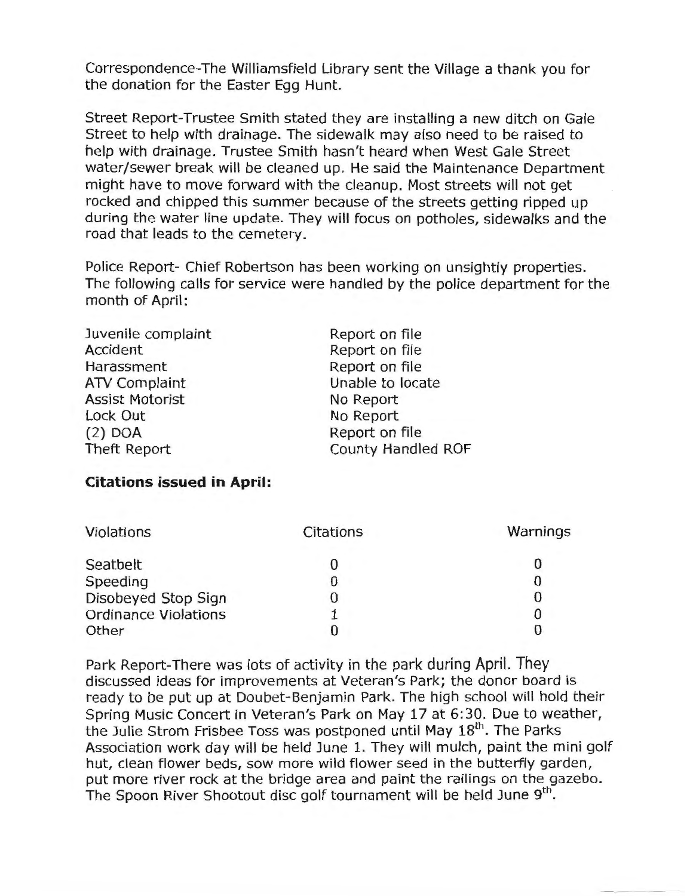Correspondence-The Williamsfield Library sent the Village a thank you for the donation for the Easter Egg Hunt.

Street Report-Trustee Smith stated they are installing a new ditch on Gale Street to help with drainage. The sidewalk may also need to be raised to help with drainage. Trustee Smith hasn't heard when West Gale Street water/sewer break will be cleaned up. He said the Maintenance Department might have to move forward with the cleanup. Most streets will not get rocked and chipped this summer because of the streets getting ripped up during the water line update. They will focus on potholes, sidewalks and the road that leads to the cemetery.

Police Report- Chief Robertson has been working on unsightly properties. The following calls for service were handled by the police department for the month of April:

| | |
|---|---|
| Juvenile complaint | Report on file |
| Accident | Report on file |
| Harassment | Report on file |
| ATV Complaint | Unable to locate |
| Assist Motorist | No Report |
| Lock Out | No Report |
| (2) DOA | Report on file |
| Theft Report | County Handled ROF |

**Citations issued in April:**

| Violations | Citations | Warnings |
|---|---|---|
| Seatbelt | 0 | 0 |
| Speeding | 0 | 0 |
| Disobeyed Stop Sign | 0 | 0 |
| Ordinance Violations | 1 | 0 |
| Other | 0 | 0 |

Park Report-There was lots of activity in the park during April. They discussed ideas for improvements at Veteran's Park; the donor board is ready to be put up at Doubet-Benjamin Park. The high school will hold their Spring Music Concert in Veteran's Park on May 17 at 6:30. Due to weather, the Julie Strom Frisbee Toss was postponed until May 18th. The Parks Association work day will be held June 1. They will mulch, paint the mini golf hut, clean flower beds, sow more wild flower seed in the butterfly garden, put more river rock at the bridge area and paint the railings on the gazebo. The Spoon River Shootout disc golf tournament will be held June 9th.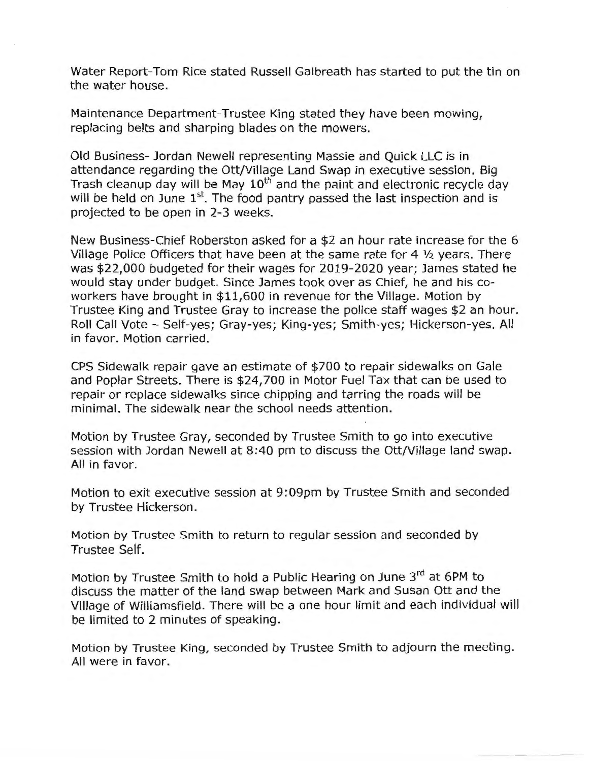Water Report-Tom Rice stated Russell Galbreath has started to put the tin on the water house.

Maintenance Department-Trustee King stated they have been mowing, replacing belts and sharping blades on the mowers.

Old Business- Jordan Newell representing Massie and Quick LLC is in attendance regarding the Ott/Village Land Swap in executive session. Big Trash cleanup day will be May 10th and the paint and electronic recycle day will be held on June 1st. The food pantry passed the last inspection and is projected to be open in 2-3 weeks.

New Business-Chief Roberston asked for a $2 an hour rate increase for the 6 Village Police Officers that have been at the same rate for 4 ½ years. There was $22,000 budgeted for their wages for 2019-2020 year; James stated he would stay under budget. Since James took over as Chief, he and his co-workers have brought in $11,600 in revenue for the Village. Motion by Trustee King and Trustee Gray to increase the police staff wages $2 an hour. Roll Call Vote – Self-yes; Gray-yes; King-yes; Smith-yes; Hickerson-yes. All in favor. Motion carried.

CPS Sidewalk repair gave an estimate of $700 to repair sidewalks on Gale and Poplar Streets. There is $24,700 in Motor Fuel Tax that can be used to repair or replace sidewalks since chipping and tarring the roads will be minimal. The sidewalk near the school needs attention.

Motion by Trustee Gray, seconded by Trustee Smith to go into executive session with Jordan Newell at 8:40 pm to discuss the Ott/Village land swap. All in favor.

Motion to exit executive session at 9:09pm by Trustee Smith and seconded by Trustee Hickerson.

Motion by Trustee Smith to return to regular session and seconded by Trustee Self.

Motion by Trustee Smith to hold a Public Hearing on June 3rd at 6PM to discuss the matter of the land swap between Mark and Susan Ott and the Village of Williamsfield. There will be a one hour limit and each individual will be limited to 2 minutes of speaking.

Motion by Trustee King, seconded by Trustee Smith to adjourn the meeting. All were in favor.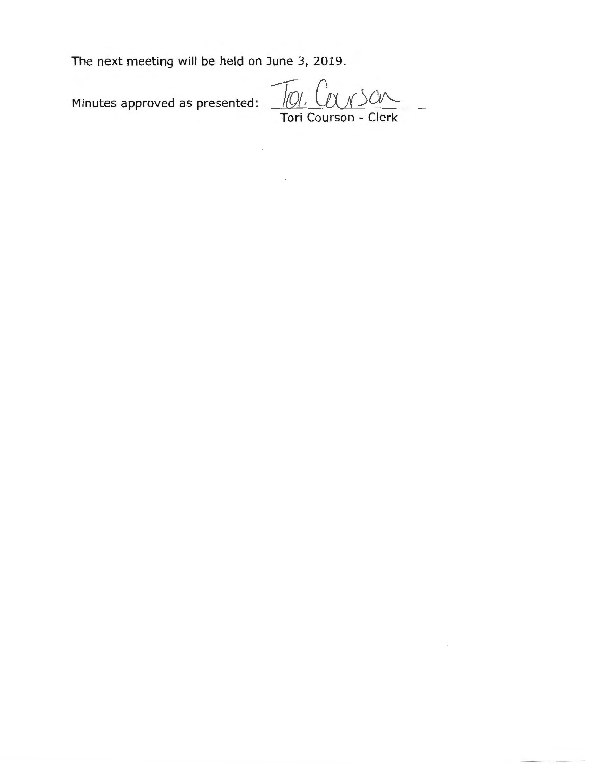The next meeting will be held on June 3, 2019.

Minutes approved as presented: Tori Courson

Tori Courson - Clerk